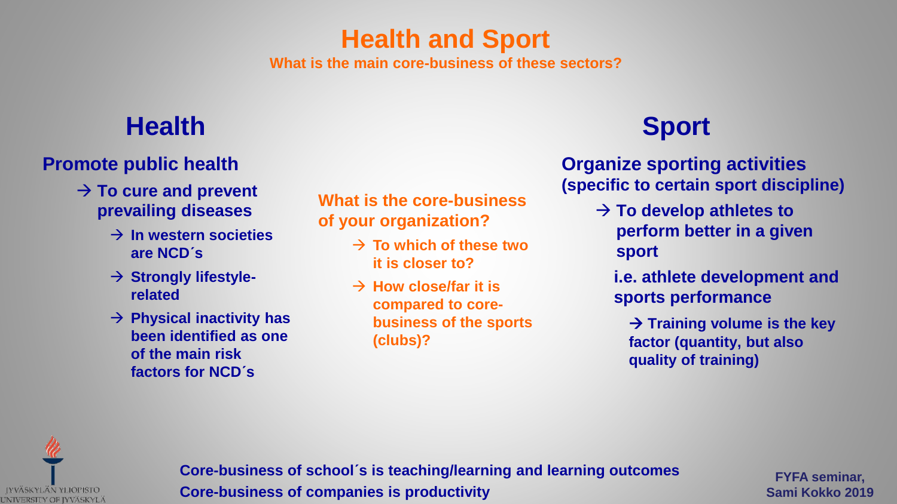# Health and Sport

**What is the main core-business of these sectors?**

## Health

**Promote public health**

- → **To cure and prevent prevailing diseases**
  - → **In western societies are NCD´s**
  - → **Strongly lifestyle-related**
  - → **Physical inactivity has been identified as one of the main risk factors for NCD´s**

**What is the core-business of your organization?**

- → **To which of these two it is closer to?**
- → **How close/far it is compared to core-business of the sports (clubs)?**

## Sport

**Organize sporting activities (specific to certain sport discipline)**

- → **To develop athletes to perform better in a given sport**

  **i.e. athlete development and sports performance**

  - → **Training volume is the key factor (quantity, but also quality of training)**

**Core-business of school´s is teaching/learning and learning outcomes**

**Core-business of companies is productivity**

**FYFA seminar, Sami Kokko 2019**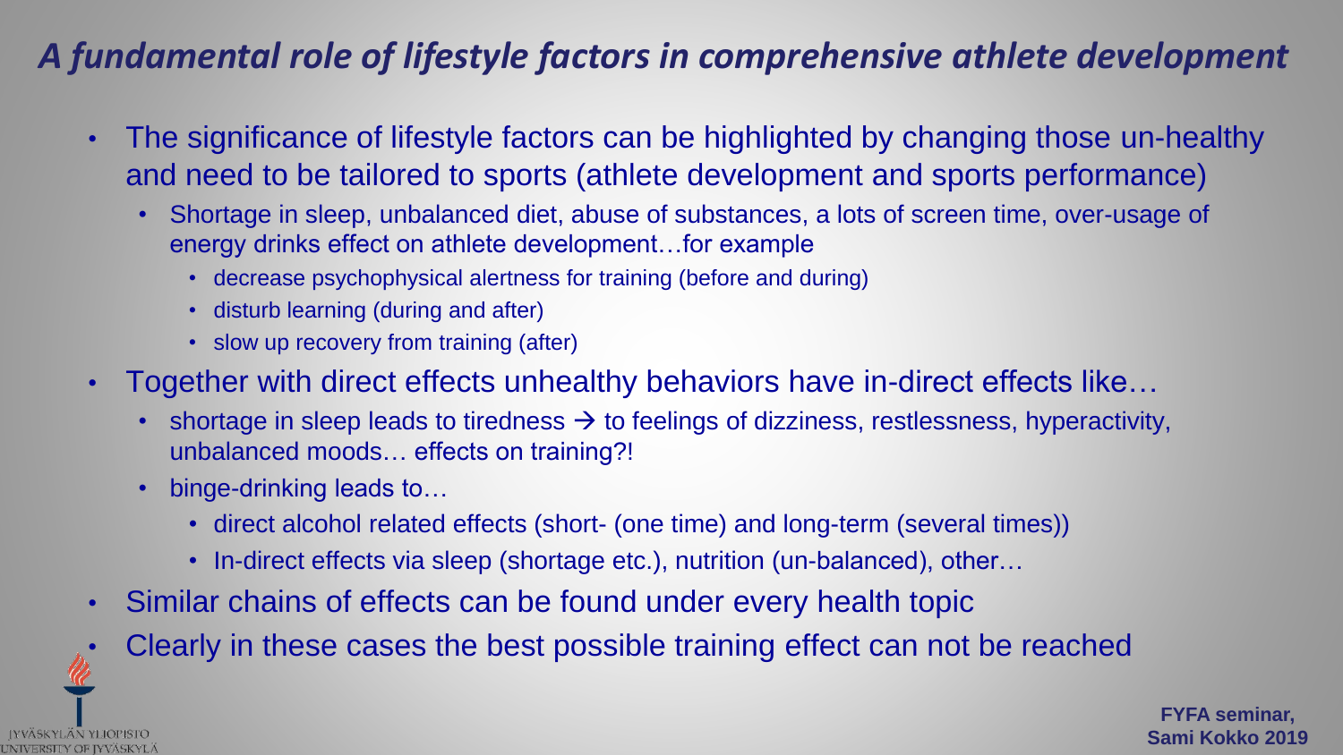# *A fundamental role of lifestyle factors in comprehensive athlete development*

- The significance of lifestyle factors can be highlighted by changing those un-healthy and need to be tailored to sports (athlete development and sports performance)
  - Shortage in sleep, unbalanced diet, abuse of substances, a lots of screen time, over-usage of energy drinks effect on athlete development…for example
    - decrease psychophysical alertness for training (before and during)
    - disturb learning (during and after)
    - slow up recovery from training (after)
- Together with direct effects unhealthy behaviors have in-direct effects like…
  - shortage in sleep leads to tiredness → to feelings of dizziness, restlessness, hyperactivity, unbalanced moods… effects on training?!
  - binge-drinking leads to…
    - direct alcohol related effects (short- (one time) and long-term (several times))
    - In-direct effects via sleep (shortage etc.), nutrition (un-balanced), other…
- Similar chains of effects can be found under every health topic
- Clearly in these cases the best possible training effect can not be reached

JYVÄSKYLÄN YLIOPISTO
UNIVERSITY OF JYVÄSKYLÄ

**FYFA seminar, Sami Kokko 2019**